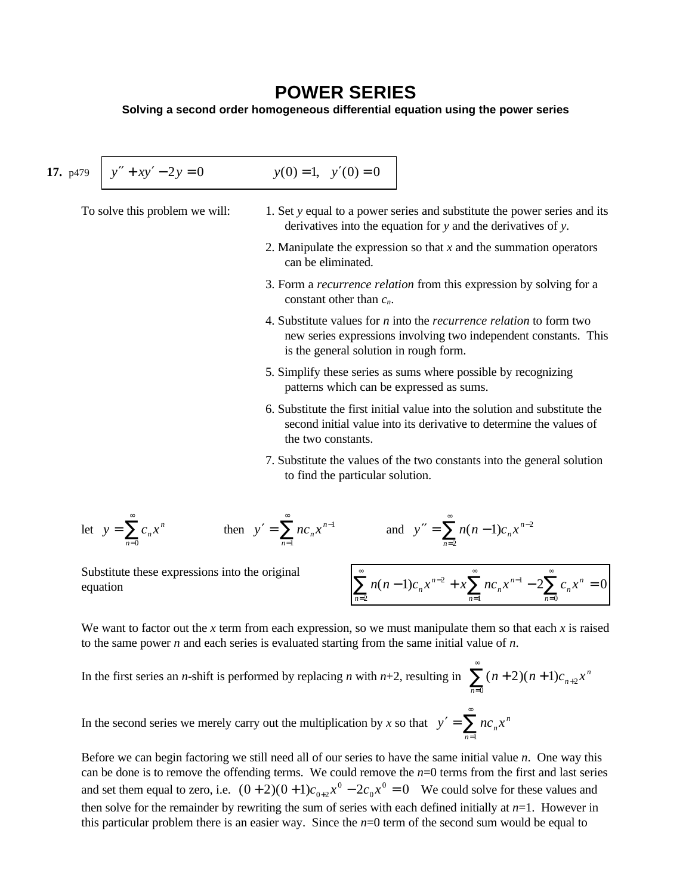# POWER SERIES

**Solving a second order homogeneous differential equation using the power series**

**17.** p479 $y'' + xy' - 2y = 0 \qquad y(0) = 1, \quad y'(0) = 0$

To solve this problem we will:

1. Set *y* equal to a power series and substitute the power series and its derivatives into the equation for *y* and the derivatives of *y*.
2. Manipulate the expression so that *x* and the summation operators can be eliminated.
3. Form a *recurrence relation* from this expression by solving for a constant other than $c_n$.
4. Substitute values for *n* into the *recurrence relation* to form two new series expressions involving two independent constants. This is the general solution in rough form.
5. Simplify these series as sums where possible by recognizing patterns which can be expressed as sums.
6. Substitute the first initial value into the solution and substitute the second initial value into its derivative to determine the values of the two constants.
7. Substitute the values of the two constants into the general solution to find the particular solution.

let $y = \sum_{n=0}^{\infty} c_n x^n$ then $y' = \sum_{n=1}^{\infty} nc_n x^{n-1}$ and $y'' = \sum_{n=2}^{\infty} n(n-1)c_n x^{n-2}$

Substitute these expressions into the original equation

$$\sum_{n=2}^{\infty} n(n-1)c_n x^{n-2} + x\sum_{n=1}^{\infty} nc_n x^{n-1} - 2\sum_{n=0}^{\infty} c_n x^n = 0$$

We want to factor out the *x* term from each expression, so we must manipulate them so that each *x* is raised to the same power *n* and each series is evaluated starting from the same initial value of *n*.

In the first series an *n*-shift is performed by replacing *n* with *n*+2, resulting in $\sum_{n=0}^{\infty} (n+2)(n+1)c_{n+2}x^n$

In the second series we merely carry out the multiplication by *x* so that $y' = \sum_{n=1}^{\infty} nc_n x^n$

Before we can begin factoring we still need all of our series to have the same initial value *n*. One way this can be done is to remove the offending terms. We could remove the *n*=0 terms from the first and last series and set them equal to zero, i.e. $(0+2)(0+1)c_{0+2}x^0 - 2c_0x^0 = 0$ We could solve for these values and then solve for the remainder by rewriting the sum of series with each defined initially at *n*=1. However in this particular problem there is an easier way. Since the *n*=0 term of the second sum would be equal to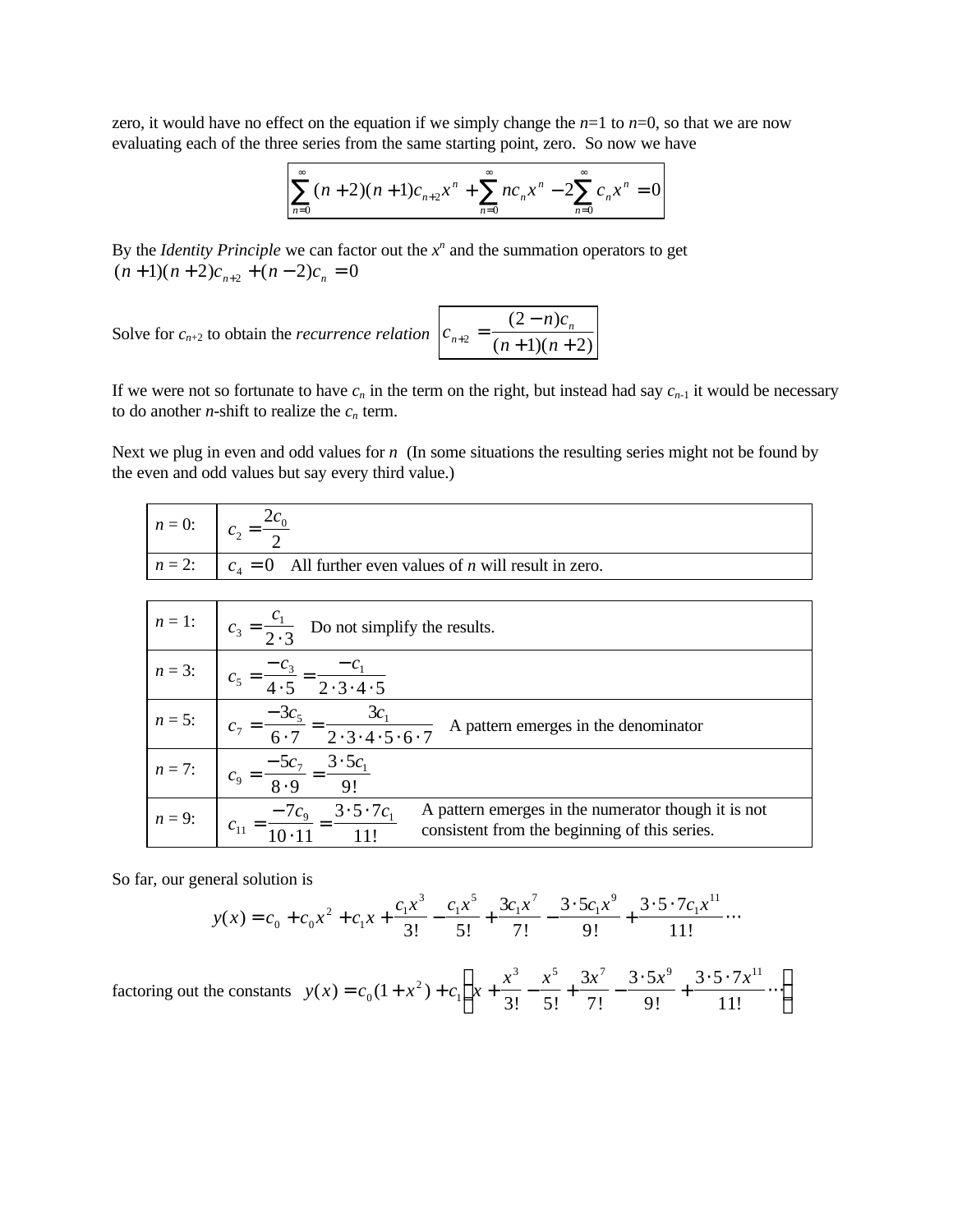zero, it would have no effect on the equation if we simply change the $n$=1 to $n$=0, so that we are now evaluating each of the three series from the same starting point, zero. So now we have

$$\boxed{\sum_{n=0}^{\infty}(n+2)(n+1)c_{n+2}x^n + \sum_{n=0}^{\infty} nc_n x^n - 2\sum_{n=0}^{\infty} c_n x^n = 0}$$

By the *Identity Principle* we can factor out the $x^n$ and the summation operators to get
$(n+1)(n+2)c_{n+2} + (n-2)c_n = 0$

Solve for $c_{n+2}$ to obtain the *recurrence relation* $\boxed{c_{n+2} = \dfrac{(2-n)c_n}{(n+1)(n+2)}}$

If we were not so fortunate to have $c_n$ in the term on the right, but instead had say $c_{n-1}$ it would be necessary to do another $n$-shift to realize the $c_n$ term.

Next we plug in even and odd values for $n$ (In some situations the resulting series might not be found by the even and odd values but say every third value.)

| | |
|---|---|
| $n$ = 0: | $c_2 = \dfrac{2c_0}{2}$ |
| $n$ = 2: | $c_4 = 0$ All further even values of $n$ will result in zero. |

| | |
|---|---|
| $n$ = 1: | $c_3 = \dfrac{c_1}{2\cdot 3}$ Do not simplify the results. |
| $n$ = 3: | $c_5 = \dfrac{-c_3}{4\cdot 5} = \dfrac{-c_1}{2\cdot 3\cdot 4\cdot 5}$ |
| $n$ = 5: | $c_7 = \dfrac{-3c_5}{6\cdot 7} = \dfrac{3c_1}{2\cdot 3\cdot 4\cdot 5\cdot 6\cdot 7}$ A pattern emerges in the denominator |
| $n$ = 7: | $c_9 = \dfrac{-5c_7}{8\cdot 9} = \dfrac{3\cdot 5c_1}{9!}$ |
| $n$ = 9: | $c_{11} = \dfrac{-7c_9}{10\cdot 11} = \dfrac{3\cdot 5\cdot 7c_1}{11!}$ A pattern emerges in the numerator though it is not consistent from the beginning of this series. |

So far, our general solution is

$$y(x) = c_0 + c_0x^2 + c_1x + \frac{c_1x^3}{3!} - \frac{c_1x^5}{5!} + \frac{3c_1x^7}{7!} - \frac{3\cdot 5c_1x^9}{9!} + \frac{3\cdot 5\cdot 7c_1x^{11}}{11!}\cdots$$

factoring out the constants $y(x) = c_0(1+x^2) + c_1\left(x + \dfrac{x^3}{3!} - \dfrac{x^5}{5!} + \dfrac{3x^7}{7!} - \dfrac{3\cdot 5x^9}{9!} + \dfrac{3\cdot 5\cdot 7x^{11}}{11!}\cdots\right)$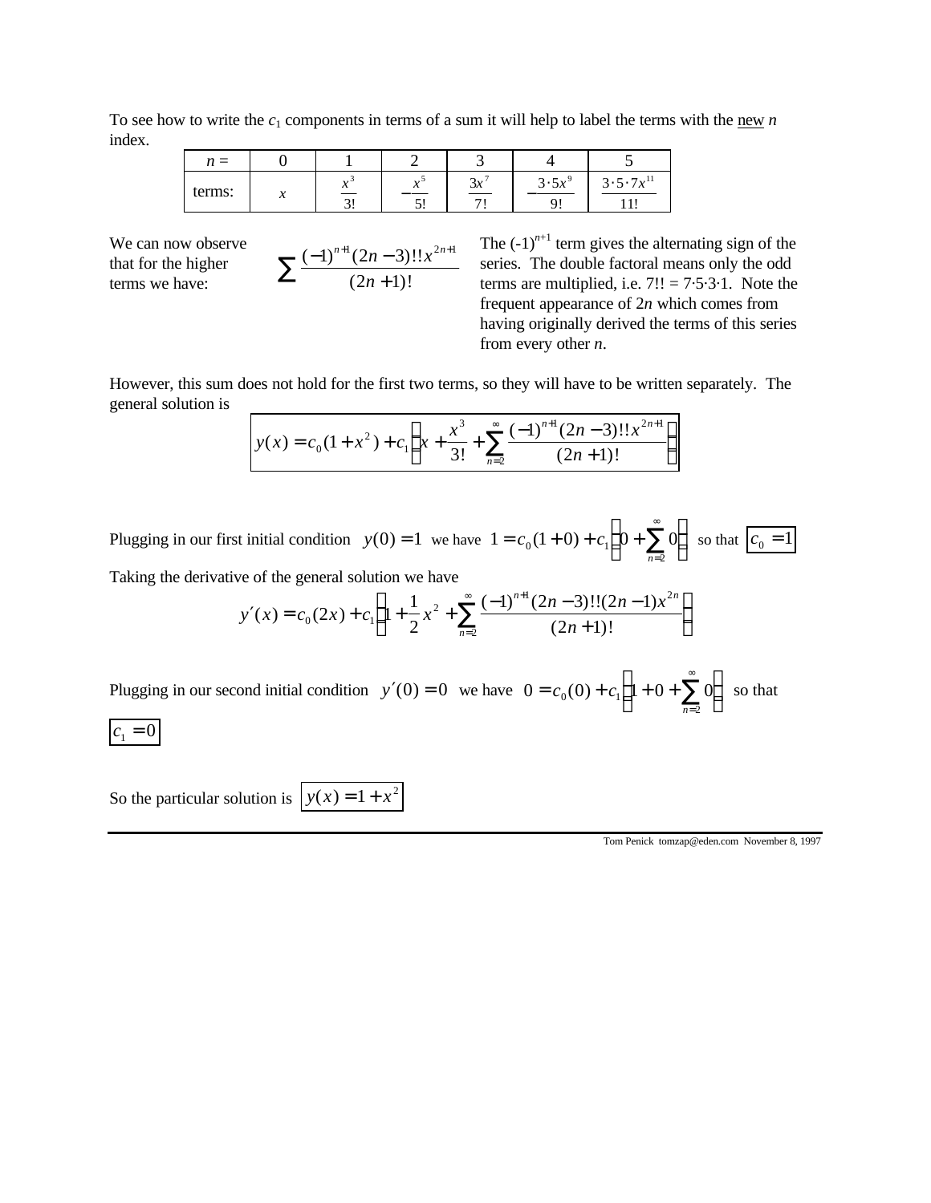To see how to write the $c_1$ components in terms of a sum it will help to label the terms with the new $n$ index.

| $n =$ | 0 | 1 | 2 | 3 | 4 | 5 |
|---|---|---|---|---|---|---|
| terms: | $x$ | $\frac{x^3}{3!}$ | $-\frac{x^5}{5!}$ | $\frac{3x^7}{7!}$ | $-\frac{3 \cdot 5x^9}{9!}$ | $\frac{3 \cdot 5 \cdot 7x^{11}}{11!}$ |

We can now observe that for the higher terms we have:

$$\sum \frac{(-1)^{n+1}(2n-3)!!\,x^{2n+1}}{(2n+1)!}$$

The $(-1)^{n+1}$ term gives the alternating sign of the series. The double factoral means only the odd terms are multiplied, i.e. $7!! = 7 \cdot 5 \cdot 3 \cdot 1$. Note the frequent appearance of $2n$ which comes from having originally derived the terms of this series from every other $n$.

However, this sum does not hold for the first two terms, so they will have to be written separately. The general solution is

$$\boxed{y(x) = c_0(1 + x^2) + c_1\left(x + \frac{x^3}{3!} + \sum_{n=2}^{\infty} \frac{(-1)^{n+1}(2n-3)!!\,x^{2n+1}}{(2n+1)!}\right)}$$

Plugging in our first initial condition $y(0) = 1$ we have $1 = c_0(1+0) + c_1\left(0 + \sum_{n=2}^{\infty} 0\right)$ so that $\boxed{c_0 = 1}$

Taking the derivative of the general solution we have

$$y'(x) = c_0(2x) + c_1\left(1 + \frac{1}{2}x^2 + \sum_{n=2}^{\infty} \frac{(-1)^{n+1}(2n-3)!!(2n-1)x^{2n}}{(2n+1)!}\right)$$

Plugging in our second initial condition $y'(0) = 0$ we have $0 = c_0(0) + c_1\left(1 + 0 + \sum_{n=2}^{\infty} 0\right)$ so that $\boxed{c_1 = 0}$

So the particular solution is $\boxed{y(x) = 1 + x^2}$

Tom Penick tomzap@eden.com November 8, 1997